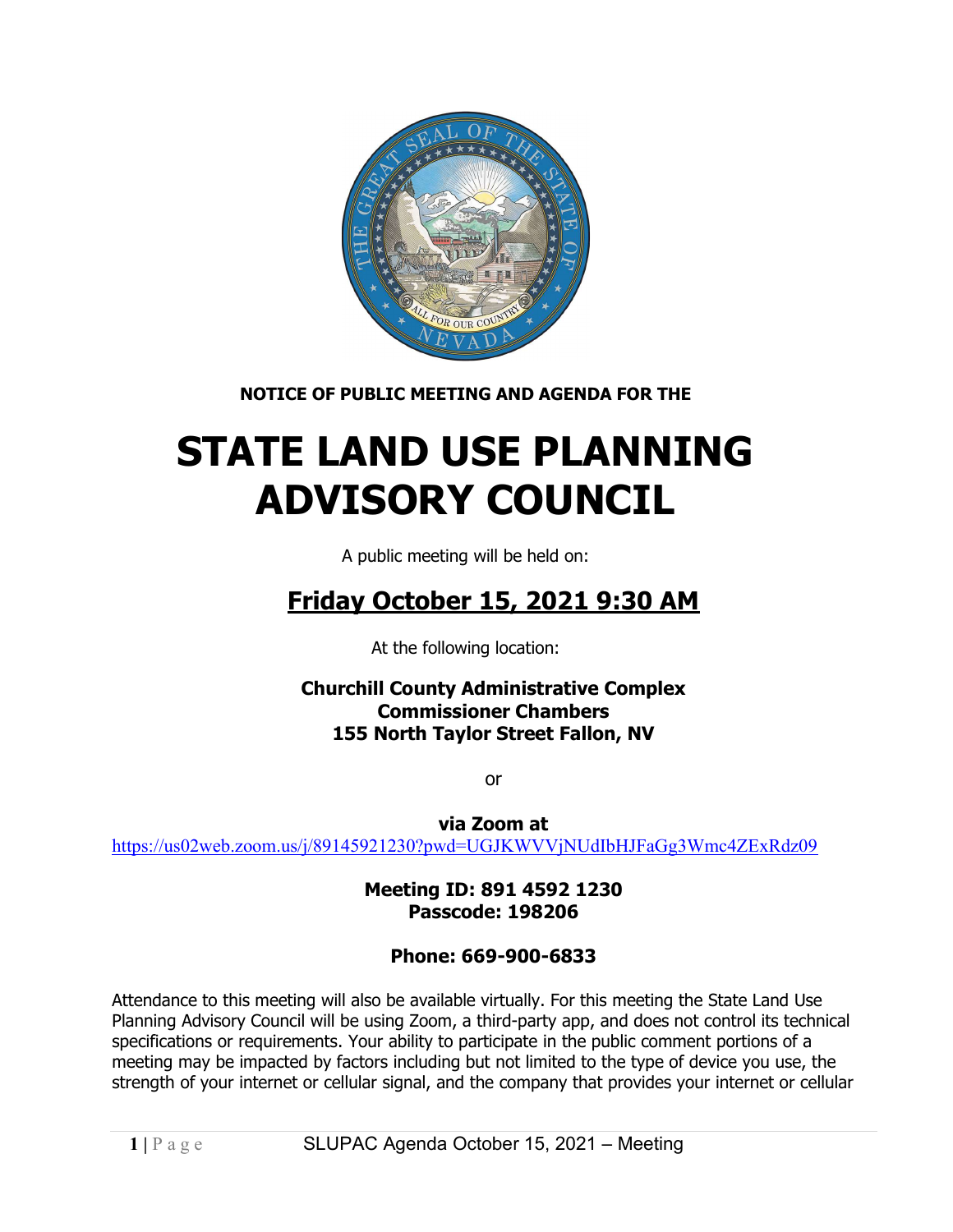**NOTICE OF PUBLIC MEETING AND AGENDA FOR THE**

# STATE LAND USE PLANNING ADVISORY COUNCIL

A public meeting will be held on:

## Friday October 15, 2021 9:30 AM

At the following location:

**Churchill County Administrative Complex**
**Commissioner Chambers**
**155 North Taylor Street Fallon, NV**

or

**via Zoom at**
https://us02web.zoom.us/j/89145921230?pwd=UGJKWVVjNUdIbHJFaGg3Wmc4ZExRdz09

**Meeting ID: 891 4592 1230**
**Passcode: 198206**

**Phone: 669-900-6833**

Attendance to this meeting will also be available virtually. For this meeting the State Land Use Planning Advisory Council will be using Zoom, a third-party app, and does not control its technical specifications or requirements. Your ability to participate in the public comment portions of a meeting may be impacted by factors including but not limited to the type of device you use, the strength of your internet or cellular signal, and the company that provides your internet or cellular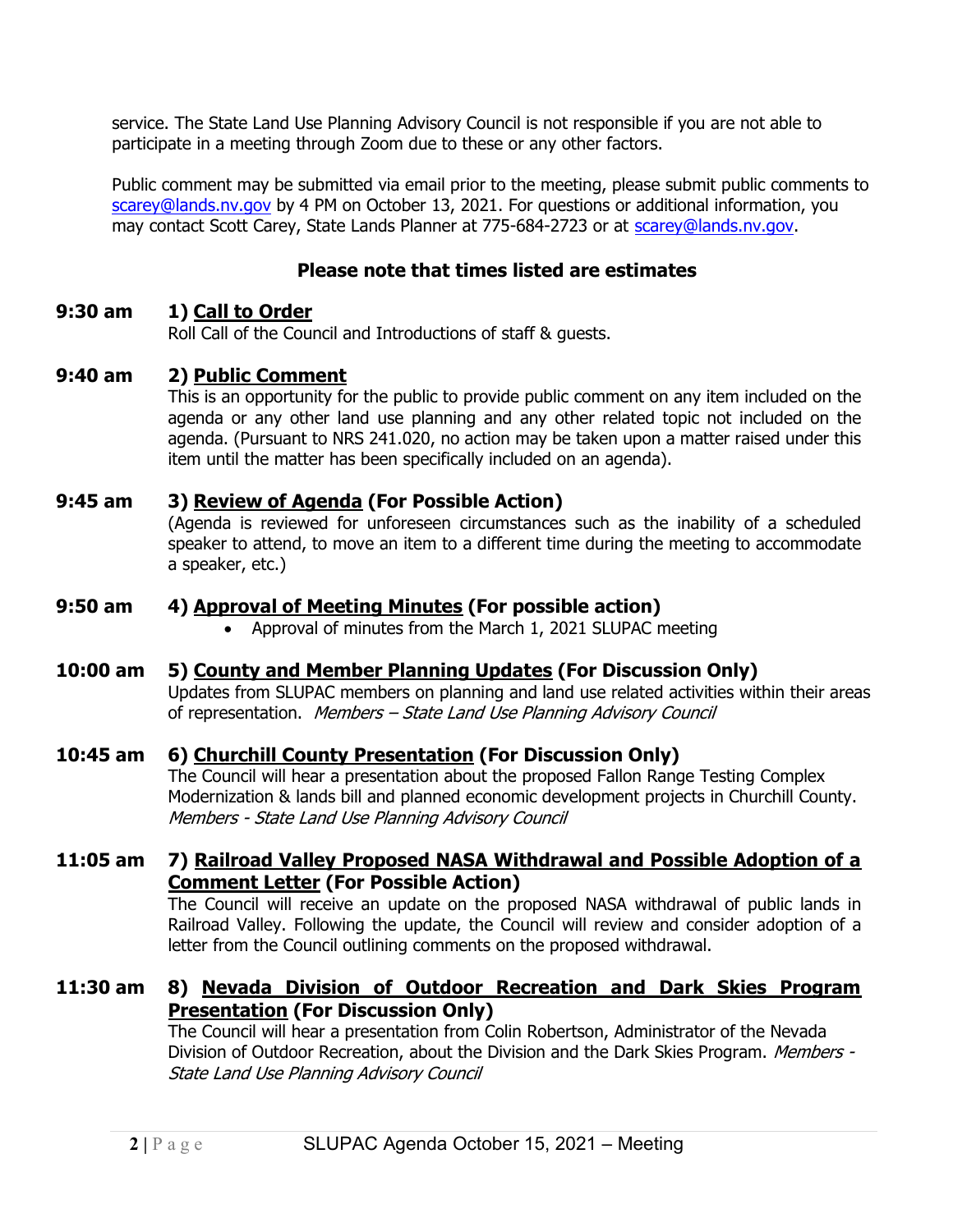service. The State Land Use Planning Advisory Council is not responsible if you are not able to participate in a meeting through Zoom due to these or any other factors.

Public comment may be submitted via email prior to the meeting, please submit public comments to scarey@lands.nv.gov by 4 PM on October 13, 2021. For questions or additional information, you may contact Scott Carey, State Lands Planner at 775-684-2723 or at scarey@lands.nv.gov.

**Please note that times listed are estimates**

**9:30 am** **1) <u>Call to Order</u>**
Roll Call of the Council and Introductions of staff & guests.

**9:40 am** **2) <u>Public Comment</u>**
This is an opportunity for the public to provide public comment on any item included on the agenda or any other land use planning and any other related topic not included on the agenda. (Pursuant to NRS 241.020, no action may be taken upon a matter raised under this item until the matter has been specifically included on an agenda).

**9:45 am** **3) <u>Review of Agenda</u> (For Possible Action)**
(Agenda is reviewed for unforeseen circumstances such as the inability of a scheduled speaker to attend, to move an item to a different time during the meeting to accommodate a speaker, etc.)

**9:50 am** **4) <u>Approval of Meeting Minutes</u> (For possible action)**

- Approval of minutes from the March 1, 2021 SLUPAC meeting

**10:00 am** **5) <u>County and Member Planning Updates</u> (For Discussion Only)**
Updates from SLUPAC members on planning and land use related activities within their areas of representation. *Members – State Land Use Planning Advisory Council*

**10:45 am** **6) <u>Churchill County Presentation</u> (For Discussion Only)**
The Council will hear a presentation about the proposed Fallon Range Testing Complex Modernization & lands bill and planned economic development projects in Churchill County. *Members - State Land Use Planning Advisory Council*

**11:05 am** **7) <u>Railroad Valley Proposed NASA Withdrawal and Possible Adoption of a Comment Letter</u> (For Possible Action)**
The Council will receive an update on the proposed NASA withdrawal of public lands in Railroad Valley. Following the update, the Council will review and consider adoption of a letter from the Council outlining comments on the proposed withdrawal.

**11:30 am** **8) <u>Nevada Division of Outdoor Recreation and Dark Skies Program Presentation</u> (For Discussion Only)**
The Council will hear a presentation from Colin Robertson, Administrator of the Nevada Division of Outdoor Recreation, about the Division and the Dark Skies Program. *Members - State Land Use Planning Advisory Council*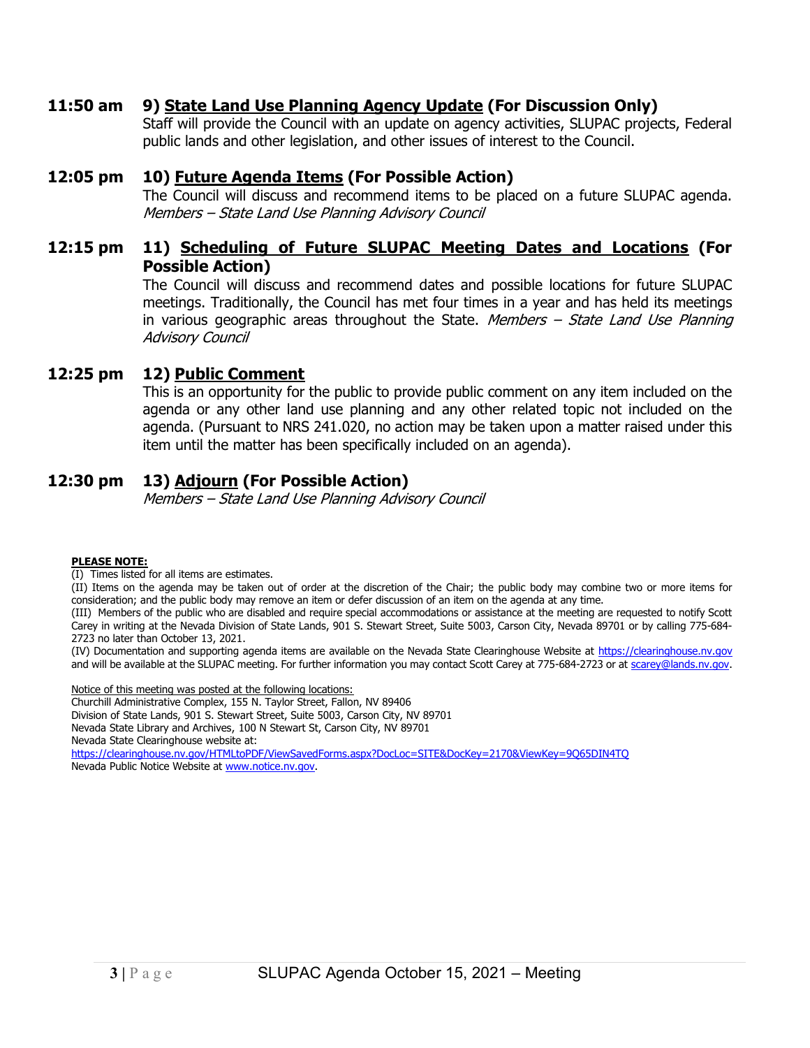**11:50 am** **9) <u>State Land Use Planning Agency Update</u> (For Discussion Only)**

Staff will provide the Council with an update on agency activities, SLUPAC projects, Federal public lands and other legislation, and other issues of interest to the Council.

**12:05 pm** **10) <u>Future Agenda Items</u> (For Possible Action)**

The Council will discuss and recommend items to be placed on a future SLUPAC agenda. *Members – State Land Use Planning Advisory Council*

**12:15 pm** **11) <u>Scheduling of Future SLUPAC Meeting Dates and Locations</u> (For Possible Action)**

The Council will discuss and recommend dates and possible locations for future SLUPAC meetings. Traditionally, the Council has met four times in a year and has held its meetings in various geographic areas throughout the State. *Members – State Land Use Planning Advisory Council*

**12:25 pm** **12) <u>Public Comment</u>**

This is an opportunity for the public to provide public comment on any item included on the agenda or any other land use planning and any other related topic not included on the agenda. (Pursuant to NRS 241.020, no action may be taken upon a matter raised under this item until the matter has been specifically included on an agenda).

**12:30 pm** **13) <u>Adjourn</u> (For Possible Action)**

*Members – State Land Use Planning Advisory Council*

**<u>PLEASE NOTE:</u>**

(I) Times listed for all items are estimates.

(II) Items on the agenda may be taken out of order at the discretion of the Chair; the public body may combine two or more items for consideration; and the public body may remove an item or defer discussion of an item on the agenda at any time.

(III) Members of the public who are disabled and require special accommodations or assistance at the meeting are requested to notify Scott Carey in writing at the Nevada Division of State Lands, 901 S. Stewart Street, Suite 5003, Carson City, Nevada 89701 or by calling 775-684-2723 no later than October 13, 2021.

(IV) Documentation and supporting agenda items are available on the Nevada State Clearinghouse Website at https://clearinghouse.nv.gov and will be available at the SLUPAC meeting. For further information you may contact Scott Carey at 775-684-2723 or at scarey@lands.nv.gov.

<u>Notice of this meeting was posted at the following locations:</u>

Churchill Administrative Complex, 155 N. Taylor Street, Fallon, NV 89406
Division of State Lands, 901 S. Stewart Street, Suite 5003, Carson City, NV 89701
Nevada State Library and Archives, 100 N Stewart St, Carson City, NV 89701
Nevada State Clearinghouse website at:
https://clearinghouse.nv.gov/HTMLtoPDF/ViewSavedForms.aspx?DocLoc=SITE&DocKey=2170&ViewKey=9Q65DIN4TQ
Nevada Public Notice Website at www.notice.nv.gov.